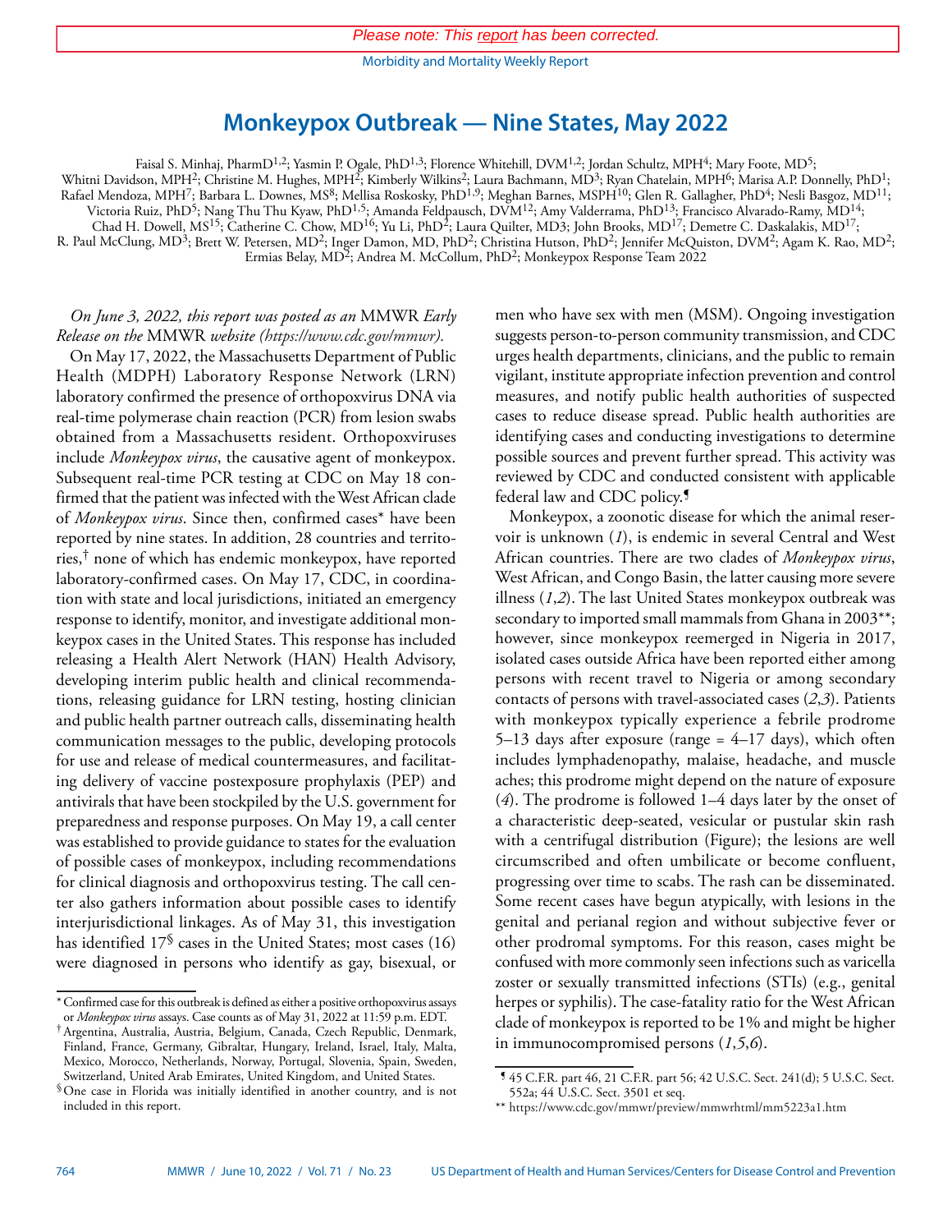*Please note: This report has been corrected.*

# Monkeypox Outbreak — Nine States, May 2022

Faisal S. Minhaj, PharmD[1,2]; Yasmin P. Ogale, PhD[1,3]; Florence Whitehill, DVM[1,2]; Jordan Schultz, MPH[4]; Mary Foote, MD[5]; Whitni Davidson, MPH[2]; Christine M. Hughes, MPH[2]; Kimberly Wilkins[2]; Laura Bachmann, MD[3]; Ryan Chatelain, MPH[6]; Marisa A.P. Donnelly, PhD[1]; Rafael Mendoza, MPH[7]; Barbara L. Downes, MS[8]; Mellissa Roskosky, PhD[1,9]; Meghan Barnes, MSPH[10]; Glen R. Gallagher, PhD[4]; Nesli Basgoz, MD[11]; Victoria Ruiz, PhD[5]; Nang Thu Thu Kyaw, PhD[1,5]; Amanda Feldpausch, DVM[12]; Amy Valderrama, PhD[13]; Francisco Alvarado-Ramy, MD[14]; Chad H. Dowell, MS[15]; Catherine C. Chow, MD[16]; Yu Li, PhD[2]; Laura Quilter, MD3; John Brooks, MD[17]; Demetre C. Daskalakis, MD[17]; R. Paul McClung, MD[3]; Brett W. Petersen, MD[2]; Inger Damon, MD, PhD[2]; Christina Hutson, PhD[2]; Jennifer McQuiston, DVM[2]; Agam K. Rao, MD[2]; Ermias Belay, MD[2]; Andrea M. McCollum, PhD[2]; Monkeypox Response Team 2022

*On June 3, 2022, this report was posted as an* MMWR *Early Release on the* MMWR *website (https://www.cdc.gov/mmwr).*

On May 17, 2022, the Massachusetts Department of Public Health (MDPH) Laboratory Response Network (LRN) laboratory confirmed the presence of orthopoxvirus DNA via real-time polymerase chain reaction (PCR) from lesion swabs obtained from a Massachusetts resident. Orthopoxviruses include *Monkeypox virus*, the causative agent of monkeypox. Subsequent real-time PCR testing at CDC on May 18 confirmed that the patient was infected with the West African clade of *Monkeypox virus*. Since then, confirmed cases* have been reported by nine states. In addition, 28 countries and territories,† none of which has endemic monkeypox, have reported laboratory-confirmed cases. On May 17, CDC, in coordination with state and local jurisdictions, initiated an emergency response to identify, monitor, and investigate additional monkeypox cases in the United States. This response has included releasing a Health Alert Network (HAN) Health Advisory, developing interim public health and clinical recommendations, releasing guidance for LRN testing, hosting clinician and public health partner outreach calls, disseminating health communication messages to the public, developing protocols for use and release of medical countermeasures, and facilitating delivery of vaccine postexposure prophylaxis (PEP) and antivirals that have been stockpiled by the U.S. government for preparedness and response purposes. On May 19, a call center was established to provide guidance to states for the evaluation of possible cases of monkeypox, including recommendations for clinical diagnosis and orthopoxvirus testing. The call center also gathers information about possible cases to identify interjurisdictional linkages. As of May 31, this investigation has identified 17§ cases in the United States; most cases (16) were diagnosed in persons who identify as gay, bisexual, or men who have sex with men (MSM). Ongoing investigation suggests person-to-person community transmission, and CDC urges health departments, clinicians, and the public to remain vigilant, institute appropriate infection prevention and control measures, and notify public health authorities of suspected cases to reduce disease spread. Public health authorities are identifying cases and conducting investigations to determine possible sources and prevent further spread. This activity was reviewed by CDC and conducted consistent with applicable federal law and CDC policy.¶

Monkeypox, a zoonotic disease for which the animal reservoir is unknown (*1*), is endemic in several Central and West African countries. There are two clades of *Monkeypox virus*, West African, and Congo Basin, the latter causing more severe illness (*1*,*2*). The last United States monkeypox outbreak was secondary to imported small mammals from Ghana in 2003**; however, since monkeypox reemerged in Nigeria in 2017, isolated cases outside Africa have been reported either among persons with recent travel to Nigeria or among secondary contacts of persons with travel-associated cases (*2*,*3*). Patients with monkeypox typically experience a febrile prodrome 5–13 days after exposure (range = 4–17 days), which often includes lymphadenopathy, malaise, headache, and muscle aches; this prodrome might depend on the nature of exposure (*4*). The prodrome is followed 1–4 days later by the onset of a characteristic deep-seated, vesicular or pustular skin rash with a centrifugal distribution (Figure); the lesions are well circumscribed and often umbilicate or become confluent, progressing over time to scabs. The rash can be disseminated. Some recent cases have begun atypically, with lesions in the genital and perianal region and without subjective fever or other prodromal symptoms. For this reason, cases might be confused with more commonly seen infections such as varicella zoster or sexually transmitted infections (STIs) (e.g., genital herpes or syphilis). The case-fatality ratio for the West African clade of monkeypox is reported to be 1% and might be higher in immunocompromised persons (*1*,*5*,*6*).

---

* Confirmed case for this outbreak is defined as either a positive orthopoxvirus assays or *Monkeypox virus* assays. Case counts as of May 31, 2022 at 11:59 p.m. EDT.

† Argentina, Australia, Austria, Belgium, Canada, Czech Republic, Denmark, Finland, France, Germany, Gibraltar, Hungary, Ireland, Israel, Italy, Malta, Mexico, Morocco, Netherlands, Norway, Portugal, Slovenia, Spain, Sweden, Switzerland, United Arab Emirates, United Kingdom, and United States.

§ One case in Florida was initially identified in another country, and is not included in this report.

¶ 45 C.F.R. part 46, 21 C.F.R. part 56; 42 U.S.C. Sect. 241(d); 5 U.S.C. Sect. 552a; 44 U.S.C. Sect. 3501 et seq.

** https://www.cdc.gov/mmwr/preview/mmwrhtml/mm5223a1.htm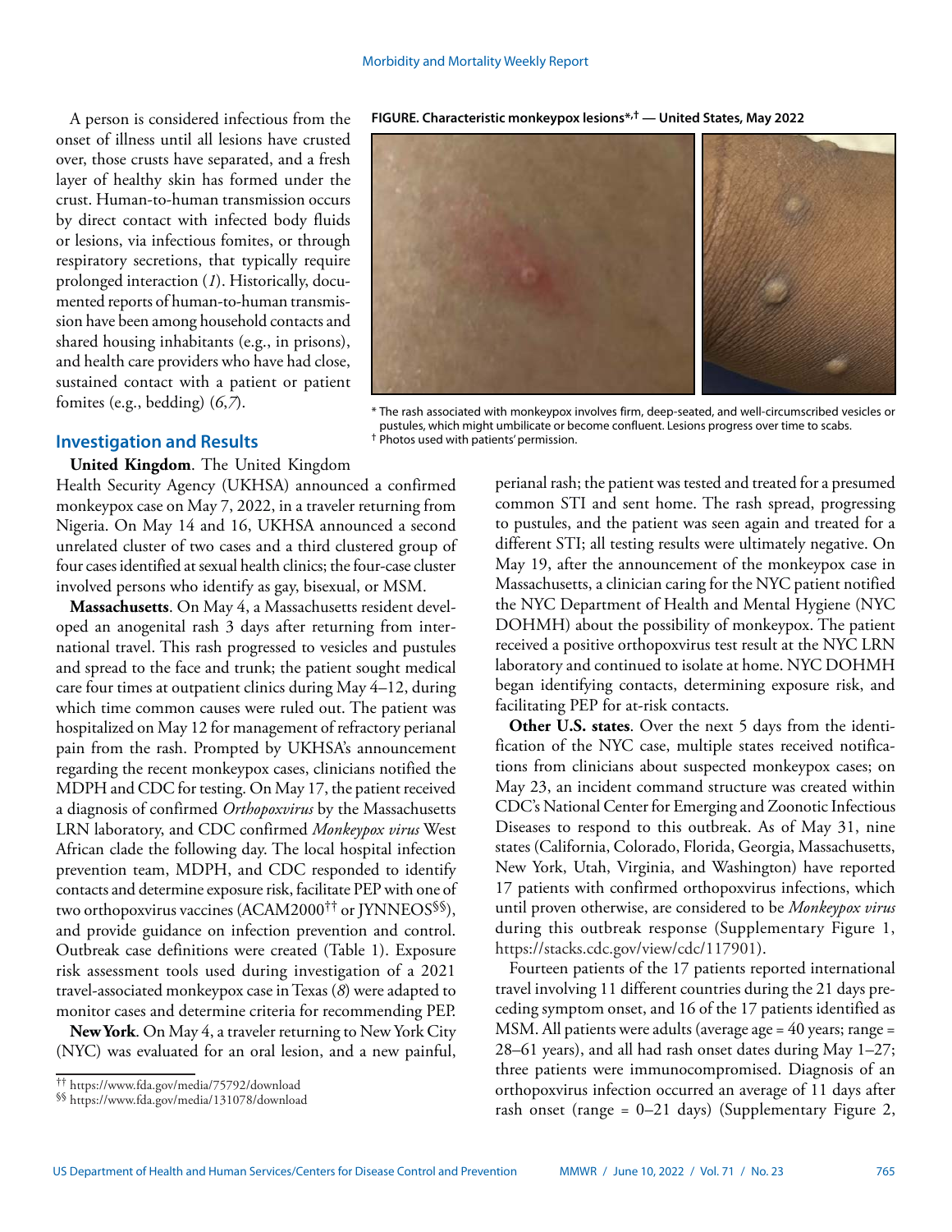A person is considered infectious from the onset of illness until all lesions have crusted over, those crusts have separated, and a fresh layer of healthy skin has formed under the crust. Human-to-human transmission occurs by direct contact with infected body fluids or lesions, via infectious fomites, or through respiratory secretions, that typically require prolonged interaction (*1*). Historically, documented reports of human-to-human transmission have been among household contacts and shared housing inhabitants (e.g., in prisons), and health care providers who have had close, sustained contact with a patient or patient fomites (e.g., bedding) (*6*,*7*).

**FIGURE. Characteristic monkeypox lesions*,† — United States, May 2022**

* The rash associated with monkeypox involves firm, deep-seated, and well-circumscribed vesicles or pustules, which might umbilicate or become confluent. Lesions progress over time to scabs.
† Photos used with patients' permission.

## Investigation and Results

**United Kingdom**. The United Kingdom Health Security Agency (UKHSA) announced a confirmed monkeypox case on May 7, 2022, in a traveler returning from Nigeria. On May 14 and 16, UKHSA announced a second unrelated cluster of two cases and a third clustered group of four cases identified at sexual health clinics; the four-case cluster involved persons who identify as gay, bisexual, or MSM.

**Massachusetts**. On May 4, a Massachusetts resident developed an anogenital rash 3 days after returning from international travel. This rash progressed to vesicles and pustules and spread to the face and trunk; the patient sought medical care four times at outpatient clinics during May 4–12, during which time common causes were ruled out. The patient was hospitalized on May 12 for management of refractory perianal pain from the rash. Prompted by UKHSA's announcement regarding the recent monkeypox cases, clinicians notified the MDPH and CDC for testing. On May 17, the patient received a diagnosis of confirmed *Orthopoxvirus* by the Massachusetts LRN laboratory, and CDC confirmed *Monkeypox virus* West African clade the following day. The local hospital infection prevention team, MDPH, and CDC responded to identify contacts and determine exposure risk, facilitate PEP with one of two orthopoxvirus vaccines (ACAM2000†† or JYNNEOS§§), and provide guidance on infection prevention and control. Outbreak case definitions were created (Table 1). Exposure risk assessment tools used during investigation of a 2021 travel-associated monkeypox case in Texas (*8*) were adapted to monitor cases and determine criteria for recommending PEP.

**New York**. On May 4, a traveler returning to New York City (NYC) was evaluated for an oral lesion, and a new painful, perianal rash; the patient was tested and treated for a presumed common STI and sent home. The rash spread, progressing to pustules, and the patient was seen again and treated for a different STI; all testing results were ultimately negative. On May 19, after the announcement of the monkeypox case in Massachusetts, a clinician caring for the NYC patient notified the NYC Department of Health and Mental Hygiene (NYC DOHMH) about the possibility of monkeypox. The patient received a positive orthopoxvirus test result at the NYC LRN laboratory and continued to isolate at home. NYC DOHMH began identifying contacts, determining exposure risk, and facilitating PEP for at-risk contacts.

**Other U.S. states**. Over the next 5 days from the identification of the NYC case, multiple states received notifications from clinicians about suspected monkeypox cases; on May 23, an incident command structure was created within CDC's National Center for Emerging and Zoonotic Infectious Diseases to respond to this outbreak. As of May 31, nine states (California, Colorado, Florida, Georgia, Massachusetts, New York, Utah, Virginia, and Washington) have reported 17 patients with confirmed orthopoxvirus infections, which until proven otherwise, are considered to be *Monkeypox virus* during this outbreak response (Supplementary Figure 1, https://stacks.cdc.gov/view/cdc/117901).

Fourteen patients of the 17 patients reported international travel involving 11 different countries during the 21 days preceding symptom onset, and 16 of the 17 patients identified as MSM. All patients were adults (average age = 40 years; range = 28–61 years), and all had rash onset dates during May 1–27; three patients were immunocompromised. Diagnosis of an orthopoxvirus infection occurred an average of 11 days after rash onset (range = 0–21 days) (Supplementary Figure 2,

†† https://www.fda.gov/media/75792/download
§§ https://www.fda.gov/media/131078/download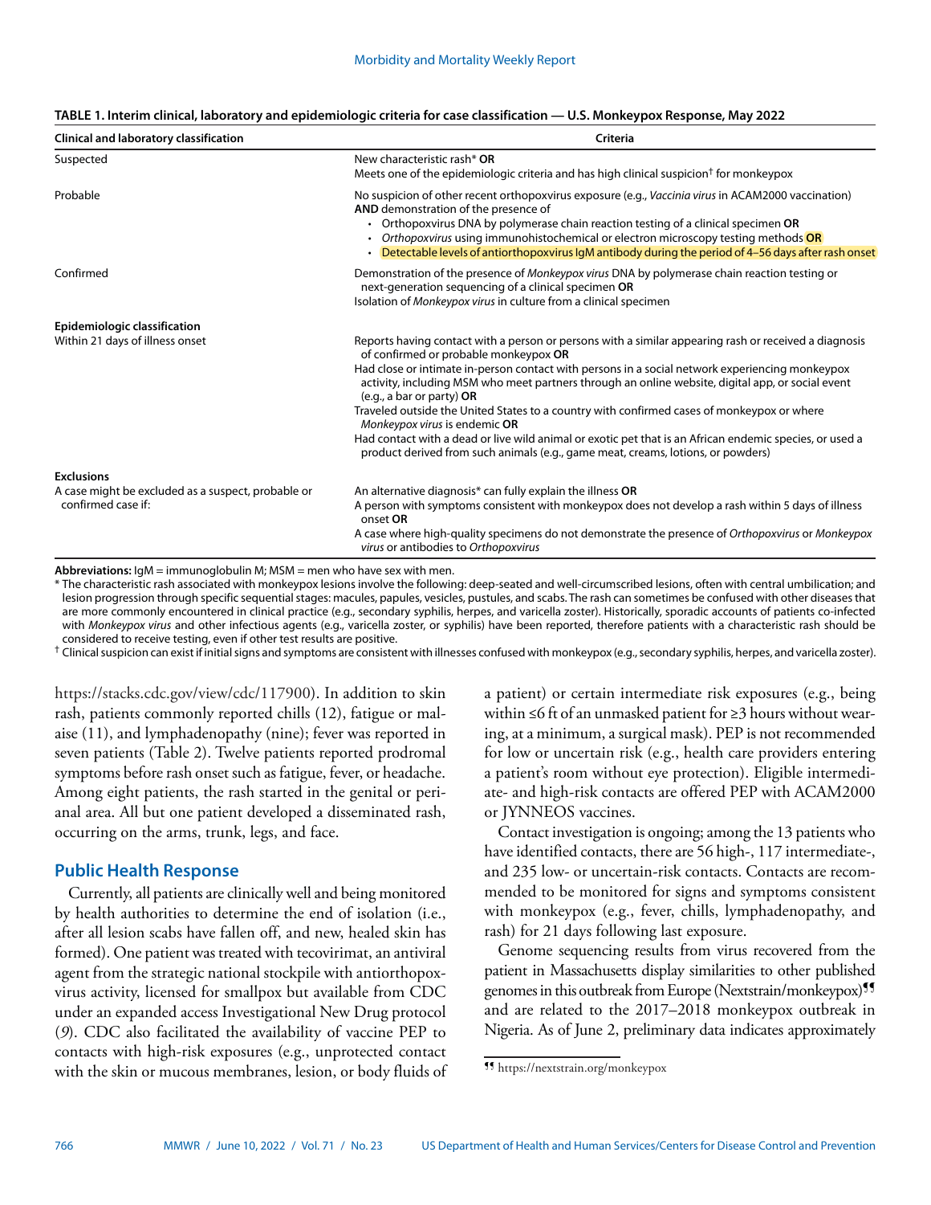**TABLE 1. Interim clinical, laboratory and epidemiologic criteria for case classification — U.S. Monkeypox Response, May 2022**

| Clinical and laboratory classification | Criteria |
|---|---|
| Suspected | New characteristic rash* **OR**<br>Meets one of the epidemiologic criteria and has high clinical suspicion† for monkeypox |
| Probable | No suspicion of other recent orthopoxvirus exposure (e.g., *Vaccinia virus* in ACAM2000 vaccination) **AND** demonstration of the presence of<br>• Orthopoxvirus DNA by polymerase chain reaction testing of a clinical specimen **OR**<br>• *Orthopoxvirus* using immunohistochemical or electron microscopy testing methods **OR**<br>• Detectable levels of antiorthopoxvirus IgM antibody during the period of 4–56 days after rash onset |
| Confirmed | Demonstration of the presence of *Monkeypox virus* DNA by polymerase chain reaction testing or next-generation sequencing of a clinical specimen **OR**<br>Isolation of *Monkeypox virus* in culture from a clinical specimen |
| **Epidemiologic classification** | |
| Within 21 days of illness onset | Reports having contact with a person or persons with a similar appearing rash or received a diagnosis of confirmed or probable monkeypox **OR**<br>Had close or intimate in-person contact with persons in a social network experiencing monkeypox activity, including MSM who meet partners through an online website, digital app, or social event (e.g., a bar or party) **OR**<br>Traveled outside the United States to a country with confirmed cases of monkeypox or where *Monkeypox virus* is endemic **OR**<br>Had contact with a dead or live wild animal or exotic pet that is an African endemic species, or used a product derived from such animals (e.g., game meat, creams, lotions, or powders) |
| **Exclusions** | |
| A case might be excluded as a suspect, probable or confirmed case if: | An alternative diagnosis* can fully explain the illness **OR**<br>A person with symptoms consistent with monkeypox does not develop a rash within 5 days of illness onset **OR**<br>A case where high-quality specimens do not demonstrate the presence of *Orthopoxvirus* or *Monkeypox virus* or antibodies to *Orthopoxvirus* |

**Abbreviations:** IgM = immunoglobulin M; MSM = men who have sex with men.

\* The characteristic rash associated with monkeypox lesions involve the following: deep-seated and well-circumscribed lesions, often with central umbilication; and lesion progression through specific sequential stages: macules, papules, vesicles, pustules, and scabs. The rash can sometimes be confused with other diseases that are more commonly encountered in clinical practice (e.g., secondary syphilis, herpes, and varicella zoster). Historically, sporadic accounts of patients co-infected with *Monkeypox virus* and other infectious agents (e.g., varicella zoster, or syphilis) have been reported, therefore patients with a characteristic rash should be considered to receive testing, even if other test results are positive.

† Clinical suspicion can exist if initial signs and symptoms are consistent with illnesses confused with monkeypox (e.g., secondary syphilis, herpes, and varicella zoster).

https://stacks.cdc.gov/view/cdc/117900). In addition to skin rash, patients commonly reported chills (12), fatigue or malaise (11), and lymphadenopathy (nine); fever was reported in seven patients (Table 2). Twelve patients reported prodromal symptoms before rash onset such as fatigue, fever, or headache. Among eight patients, the rash started in the genital or perianal area. All but one patient developed a disseminated rash, occurring on the arms, trunk, legs, and face.

## Public Health Response

Currently, all patients are clinically well and being monitored by health authorities to determine the end of isolation (i.e., after all lesion scabs have fallen off, and new, healed skin has formed). One patient was treated with tecovirimat, an antiviral agent from the strategic national stockpile with antiorthopoxvirus activity, licensed for smallpox but available from CDC under an expanded access Investigational New Drug protocol (*9*). CDC also facilitated the availability of vaccine PEP to contacts with high-risk exposures (e.g., unprotected contact with the skin or mucous membranes, lesion, or body fluids of a patient) or certain intermediate risk exposures (e.g., being within ≤6 ft of an unmasked patient for ≥3 hours without wearing, at a minimum, a surgical mask). PEP is not recommended for low or uncertain risk (e.g., health care providers entering a patient's room without eye protection). Eligible intermediate- and high-risk contacts are offered PEP with ACAM2000 or JYNNEOS vaccines.

Contact investigation is ongoing; among the 13 patients who have identified contacts, there are 56 high-, 117 intermediate-, and 235 low- or uncertain-risk contacts. Contacts are recommended to be monitored for signs and symptoms consistent with monkeypox (e.g., fever, chills, lymphadenopathy, and rash) for 21 days following last exposure.

Genome sequencing results from virus recovered from the patient in Massachusetts display similarities to other published genomes in this outbreak from Europe (Nextstrain/monkeypox)¶¶ and are related to the 2017–2018 monkeypox outbreak in Nigeria. As of June 2, preliminary data indicates approximately

¶¶ https://nextstrain.org/monkeypox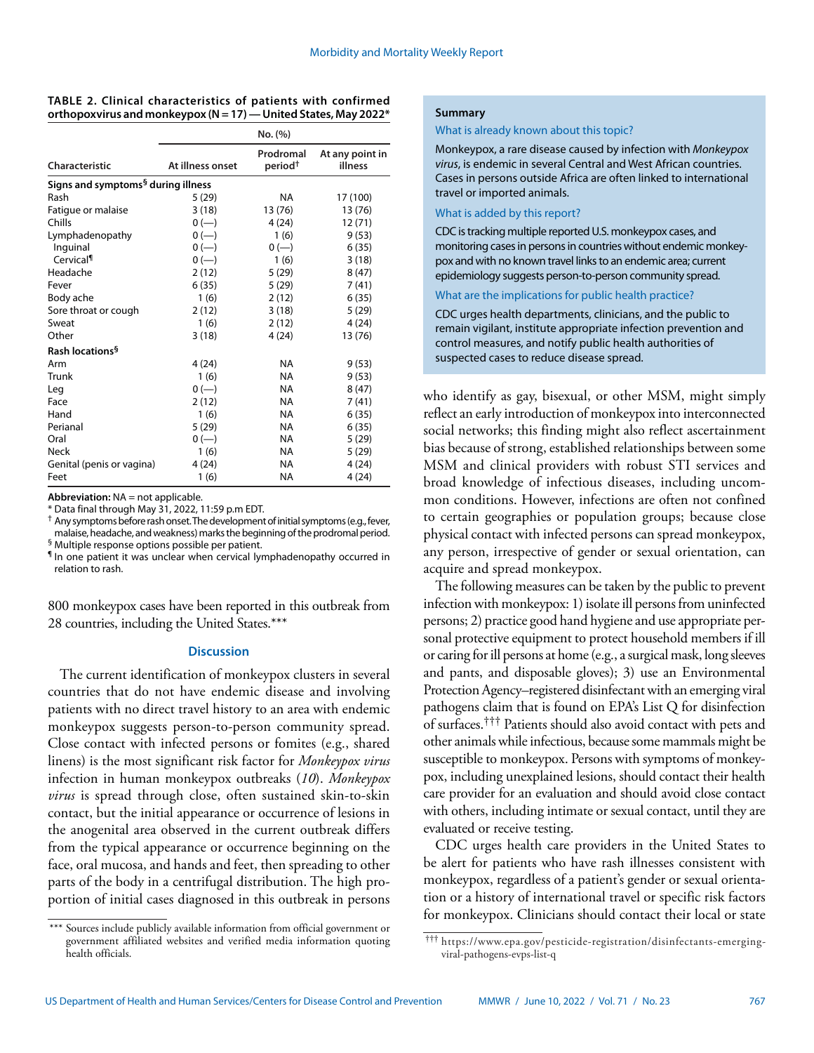**TABLE 2. Clinical characteristics of patients with confirmed orthopoxvirus and monkeypox (N = 17) — United States, May 2022***

| Characteristic | No. (%) | | |
|---|---|---|---|
| | At illness onset | Prodromal period† | At any point in illness |
| **Signs and symptoms§ during illness** | | | |
| Rash | 5 (29) | NA | 17 (100) |
| Fatigue or malaise | 3 (18) | 13 (76) | 13 (76) |
| Chills | 0 (—) | 4 (24) | 12 (71) |
| Lymphadenopathy | 0 (—) | 1 (6) | 9 (53) |
| Inguinal | 0 (—) | 0 (—) | 6 (35) |
| Cervical¶ | 0 (—) | 1 (6) | 3 (18) |
| Headache | 2 (12) | 5 (29) | 8 (47) |
| Fever | 6 (35) | 5 (29) | 7 (41) |
| Body ache | 1 (6) | 2 (12) | 6 (35) |
| Sore throat or cough | 2 (12) | 3 (18) | 5 (29) |
| Sweat | 1 (6) | 2 (12) | 4 (24) |
| Other | 3 (18) | 4 (24) | 13 (76) |
| **Rash locations§** | | | |
| Arm | 4 (24) | NA | 9 (53) |
| Trunk | 1 (6) | NA | 9 (53) |
| Leg | 0 (—) | NA | 8 (47) |
| Face | 2 (12) | NA | 7 (41) |
| Hand | 1 (6) | NA | 6 (35) |
| Perianal | 5 (29) | NA | 6 (35) |
| Oral | 0 (—) | NA | 5 (29) |
| Neck | 1 (6) | NA | 5 (29) |
| Genital (penis or vagina) | 4 (24) | NA | 4 (24) |
| Feet | 1 (6) | NA | 4 (24) |

**Abbreviation:** NA = not applicable.
* Data final through May 31, 2022, 11:59 p.m EDT.
† Any symptoms before rash onset. The development of initial symptoms (e.g., fever, malaise, headache, and weakness) marks the beginning of the prodromal period.
§ Multiple response options possible per patient.
¶ In one patient it was unclear when cervical lymphadenopathy occurred in relation to rash.

800 monkeypox cases have been reported in this outbreak from 28 countries, including the United States.***

## Discussion

The current identification of monkeypox clusters in several countries that do not have endemic disease and involving patients with no direct travel history to an area with endemic monkeypox suggests person-to-person community spread. Close contact with infected persons or fomites (e.g., shared linens) is the most significant risk factor for *Monkeypox virus* infection in human monkeypox outbreaks (*10*). *Monkeypox virus* is spread through close, often sustained skin-to-skin contact, but the initial appearance or occurrence of lesions in the anogenital area observed in the current outbreak differs from the typical appearance or occurrence beginning on the face, oral mucosa, and hands and feet, then spreading to other parts of the body in a centrifugal distribution. The high proportion of initial cases diagnosed in this outbreak in persons who identify as gay, bisexual, or other MSM, might simply reflect an early introduction of monkeypox into interconnected social networks; this finding might also reflect ascertainment bias because of strong, established relationships between some MSM and clinical providers with robust STI services and broad knowledge of infectious diseases, including uncommon conditions. However, infections are often not confined to certain geographies or population groups; because close physical contact with infected persons can spread monkeypox, any person, irrespective of gender or sexual orientation, can acquire and spread monkeypox.

The following measures can be taken by the public to prevent infection with monkeypox: 1) isolate ill persons from uninfected persons; 2) practice good hand hygiene and use appropriate personal protective equipment to protect household members if ill or caring for ill persons at home (e.g., a surgical mask, long sleeves and pants, and disposable gloves); 3) use an Environmental Protection Agency–registered disinfectant with an emerging viral pathogens claim that is found on EPA's List Q for disinfection of surfaces.††† Patients should also avoid contact with pets and other animals while infectious, because some mammals might be susceptible to monkeypox. Persons with symptoms of monkeypox, including unexplained lesions, should contact their health care provider for an evaluation and should avoid close contact with others, including intimate or sexual contact, until they are evaluated or receive testing.

CDC urges health care providers in the United States to be alert for patients who have rash illnesses consistent with monkeypox, regardless of a patient's gender or sexual orientation or a history of international travel or specific risk factors for monkeypox. Clinicians should contact their local or state

### Summary

**What is already known about this topic?**

Monkeypox, a rare disease caused by infection with *Monkeypox virus*, is endemic in several Central and West African countries. Cases in persons outside Africa are often linked to international travel or imported animals.

**What is added by this report?**

CDC is tracking multiple reported U.S. monkeypox cases, and monitoring cases in persons in countries without endemic monkeypox and with no known travel links to an endemic area; current epidemiology suggests person-to-person community spread.

**What are the implications for public health practice?**

CDC urges health departments, clinicians, and the public to remain vigilant, institute appropriate infection prevention and control measures, and notify public health authorities of suspected cases to reduce disease spread.

*** Sources include publicly available information from official government or government affiliated websites and verified media information quoting health officials.

††† https://www.epa.gov/pesticide-registration/disinfectants-emerging-viral-pathogens-evps-list-q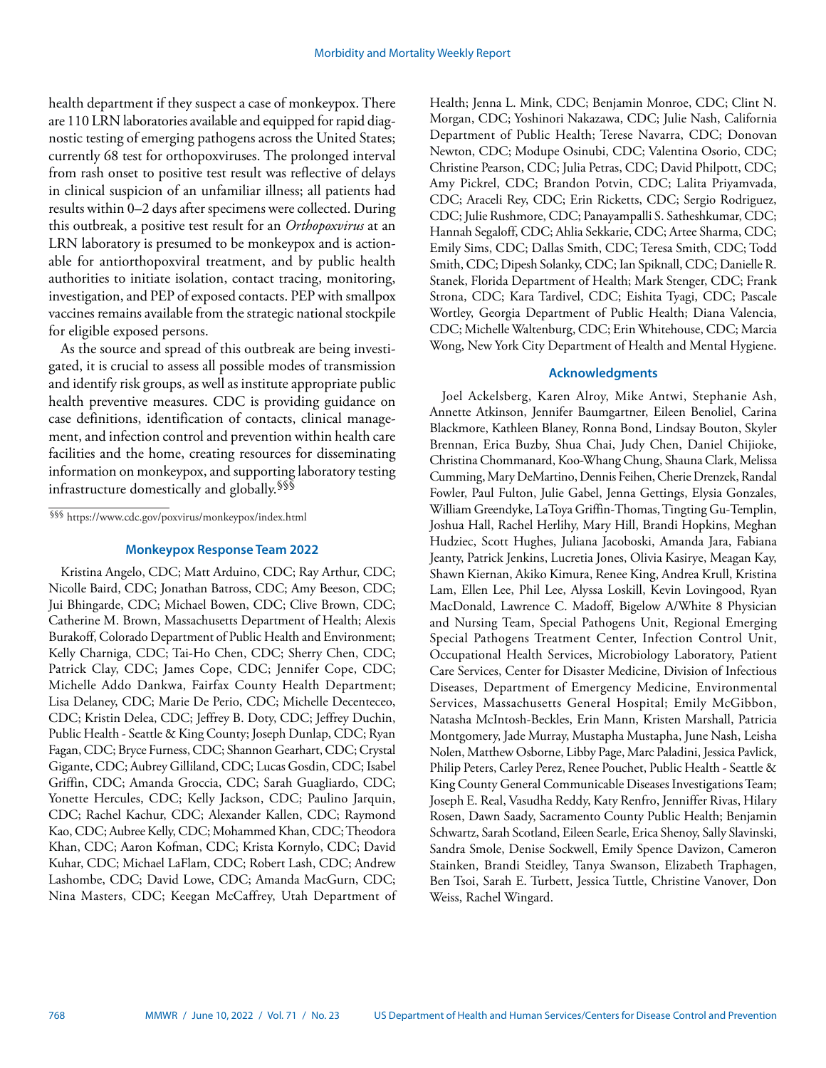health department if they suspect a case of monkeypox. There are 110 LRN laboratories available and equipped for rapid diagnostic testing of emerging pathogens across the United States; currently 68 test for orthopoxviruses. The prolonged interval from rash onset to positive test result was reflective of delays in clinical suspicion of an unfamiliar illness; all patients had results within 0–2 days after specimens were collected. During this outbreak, a positive test result for an *Orthopoxvirus* at an LRN laboratory is presumed to be monkeypox and is actionable for antiorthopoxviral treatment, and by public health authorities to initiate isolation, contact tracing, monitoring, investigation, and PEP of exposed contacts. PEP with smallpox vaccines remains available from the strategic national stockpile for eligible exposed persons.

As the source and spread of this outbreak are being investigated, it is crucial to assess all possible modes of transmission and identify risk groups, as well as institute appropriate public health preventive measures. CDC is providing guidance on case definitions, identification of contacts, clinical management, and infection control and prevention within health care facilities and the home, creating resources for disseminating information on monkeypox, and supporting laboratory testing infrastructure domestically and globally.[§§§]

[§§§] https://www.cdc.gov/poxvirus/monkeypox/index.html

### Monkeypox Response Team 2022

Kristina Angelo, CDC; Matt Arduino, CDC; Ray Arthur, CDC; Nicolle Baird, CDC; Jonathan Batross, CDC; Amy Beeson, CDC; Jui Bhingarde, CDC; Michael Bowen, CDC; Clive Brown, CDC; Catherine M. Brown, Massachusetts Department of Health; Alexis Burakoff, Colorado Department of Public Health and Environment; Kelly Charniga, CDC; Tai-Ho Chen, CDC; Sherry Chen, CDC; Patrick Clay, CDC; James Cope, CDC; Jennifer Cope, CDC; Michelle Addo Dankwa, Fairfax County Health Department; Lisa Delaney, CDC; Marie De Perio, CDC; Michelle Decenteceo, CDC; Kristin Delea, CDC; Jeffrey B. Doty, CDC; Jeffrey Duchin, Public Health - Seattle & King County; Joseph Dunlap, CDC; Ryan Fagan, CDC; Bryce Furness, CDC; Shannon Gearhart, CDC; Crystal Gigante, CDC; Aubrey Gilliland, CDC; Lucas Gosdin, CDC; Isabel Griffin, CDC; Amanda Groccia, CDC; Sarah Guagliardo, CDC; Yonette Hercules, CDC; Kelly Jackson, CDC; Paulino Jarquin, CDC; Rachel Kachur, CDC; Alexander Kallen, CDC; Raymond Kao, CDC; Aubree Kelly, CDC; Mohammed Khan, CDC; Theodora Khan, CDC; Aaron Kofman, CDC; Krista Kornylo, CDC; David Kuhar, CDC; Michael LaFlam, CDC; Robert Lash, CDC; Andrew Lashombe, CDC; David Lowe, CDC; Amanda MacGurn, CDC; Nina Masters, CDC; Keegan McCaffrey, Utah Department of Health; Jenna L. Mink, CDC; Benjamin Monroe, CDC; Clint N. Morgan, CDC; Yoshinori Nakazawa, CDC; Julie Nash, California Department of Public Health; Terese Navarra, CDC; Donovan Newton, CDC; Modupe Osinubi, CDC; Valentina Osorio, CDC; Christine Pearson, CDC; Julia Petras, CDC; David Philpott, CDC; Amy Pickrel, CDC; Brandon Potvin, CDC; Lalita Priyamvada, CDC; Araceli Rey, CDC; Erin Ricketts, CDC; Sergio Rodriguez, CDC; Julie Rushmore, CDC; Panayampalli S. Satheshkumar, CDC; Hannah Segaloff, CDC; Ahlia Sekkarie, CDC; Artee Sharma, CDC; Emily Sims, CDC; Dallas Smith, CDC; Teresa Smith, CDC; Todd Smith, CDC; Dipesh Solanky, CDC; Ian Spiknall, CDC; Danielle R. Stanek, Florida Department of Health; Mark Stenger, CDC; Frank Strona, CDC; Kara Tardivel, CDC; Eishita Tyagi, CDC; Pascale Wortley, Georgia Department of Public Health; Diana Valencia, CDC; Michelle Waltenburg, CDC; Erin Whitehouse, CDC; Marcia Wong, New York City Department of Health and Mental Hygiene.

### Acknowledgments

Joel Ackelsberg, Karen Alroy, Mike Antwi, Stephanie Ash, Annette Atkinson, Jennifer Baumgartner, Eileen Benoliel, Carina Blackmore, Kathleen Blaney, Ronna Bond, Lindsay Bouton, Skyler Brennan, Erica Buzby, Shua Chai, Judy Chen, Daniel Chijioke, Christina Chommanard, Koo-Whang Chung, Shauna Clark, Melissa Cumming, Mary DeMartino, Dennis Feihen, Cherie Drenzek, Randal Fowler, Paul Fulton, Julie Gabel, Jenna Gettings, Elysia Gonzales, William Greendyke, LaToya Griffin-Thomas, Tingting Gu-Templin, Joshua Hall, Rachel Herlihy, Mary Hill, Brandi Hopkins, Meghan Hudziec, Scott Hughes, Juliana Jacoboski, Amanda Jara, Fabiana Jeanty, Patrick Jenkins, Lucretia Jones, Olivia Kasirye, Meagan Kay, Shawn Kiernan, Akiko Kimura, Renee King, Andrea Krull, Kristina Lam, Ellen Lee, Phil Lee, Alyssa Loskill, Kevin Lovingood, Ryan MacDonald, Lawrence C. Madoff, Bigelow A/White 8 Physician and Nursing Team, Special Pathogens Unit, Regional Emerging Special Pathogens Treatment Center, Infection Control Unit, Occupational Health Services, Microbiology Laboratory, Patient Care Services, Center for Disaster Medicine, Division of Infectious Diseases, Department of Emergency Medicine, Environmental Services, Massachusetts General Hospital; Emily McGibbon, Natasha McIntosh-Beckles, Erin Mann, Kristen Marshall, Patricia Montgomery, Jade Murray, Mustapha Mustapha, June Nash, Leisha Nolen, Matthew Osborne, Libby Page, Marc Paladini, Jessica Pavlick, Philip Peters, Carley Perez, Renee Pouchet, Public Health - Seattle & King County General Communicable Diseases Investigations Team; Joseph E. Real, Vasudha Reddy, Katy Renfro, Jenniffer Rivas, Hilary Rosen, Dawn Saady, Sacramento County Public Health; Benjamin Schwartz, Sarah Scotland, Eileen Searle, Erica Shenoy, Sally Slavinski, Sandra Smole, Denise Sockwell, Emily Spence Davizon, Cameron Stainken, Brandi Steidley, Tanya Swanson, Elizabeth Traphagen, Ben Tsoi, Sarah E. Turbett, Jessica Tuttle, Christine Vanover, Don Weiss, Rachel Wingard.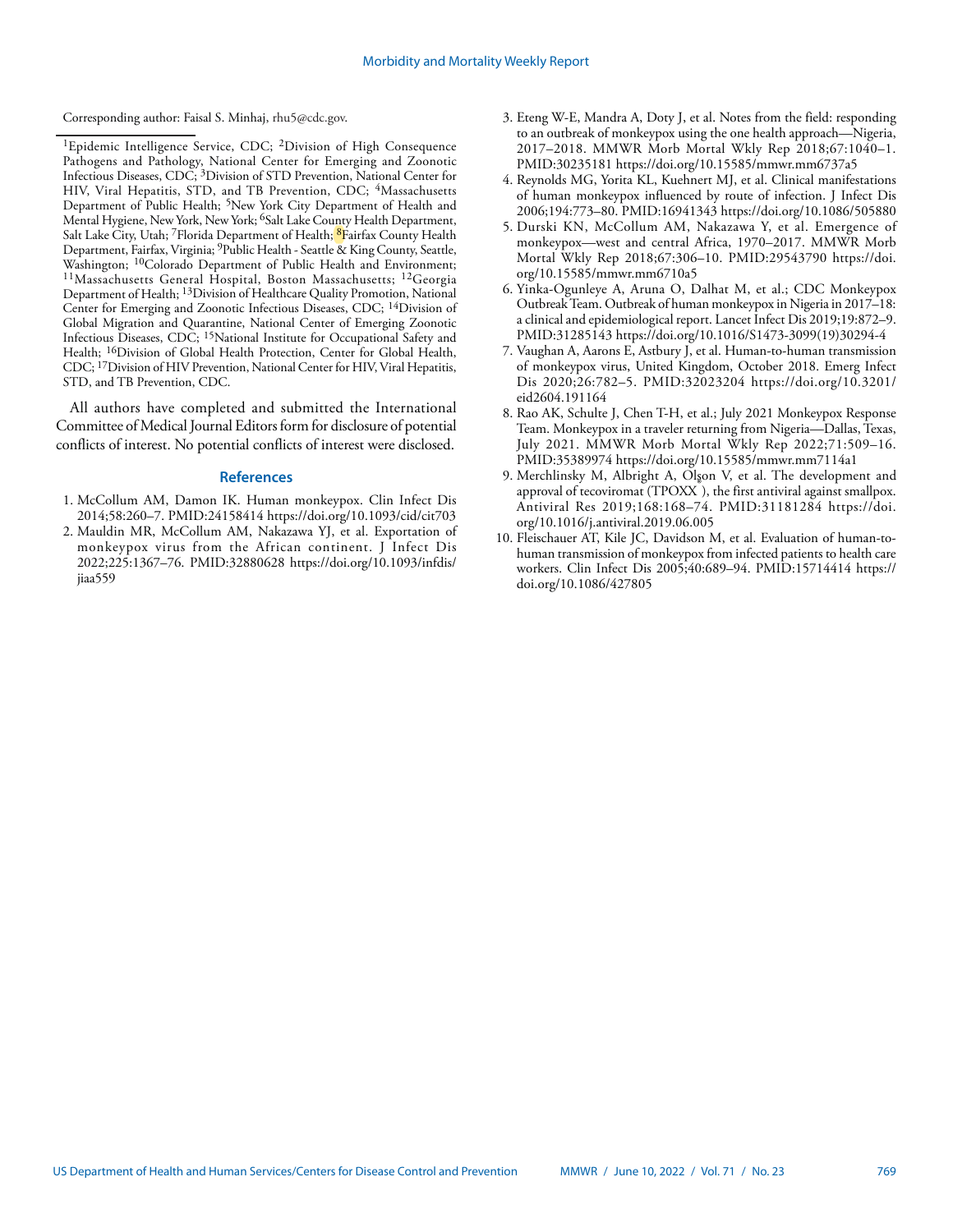Corresponding author: Faisal S. Minhaj, rhu5@cdc.gov.

[1]Epidemic Intelligence Service, CDC; [2]Division of High Consequence Pathogens and Pathology, National Center for Emerging and Zoonotic Infectious Diseases, CDC; [3]Division of STD Prevention, National Center for HIV, Viral Hepatitis, STD, and TB Prevention, CDC; [4]Massachusetts Department of Public Health; [5]New York City Department of Health and Mental Hygiene, New York, New York; [6]Salt Lake County Health Department, Salt Lake City, Utah; [7]Florida Department of Health; [8]Fairfax County Health Department, Fairfax, Virginia; [9]Public Health - Seattle & King County, Seattle, Washington; [10]Colorado Department of Public Health and Environment; [11]Massachusetts General Hospital, Boston Massachusetts; [12]Georgia Department of Health; [13]Division of Healthcare Quality Promotion, National Center for Emerging and Zoonotic Infectious Diseases, CDC; [14]Division of Global Migration and Quarantine, National Center of Emerging Zoonotic Infectious Diseases, CDC; [15]National Institute for Occupational Safety and Health; [16]Division of Global Health Protection, Center for Global Health, CDC; [17]Division of HIV Prevention, National Center for HIV, Viral Hepatitis, STD, and TB Prevention, CDC.

All authors have completed and submitted the International Committee of Medical Journal Editors form for disclosure of potential conflicts of interest. No potential conflicts of interest were disclosed.

## References

1. McCollum AM, Damon IK. Human monkeypox. Clin Infect Dis 2014;58:260–7. PMID:24158414 https://doi.org/10.1093/cid/cit703
2. Mauldin MR, McCollum AM, Nakazawa YJ, et al. Exportation of monkeypox virus from the African continent. J Infect Dis 2022;225:1367–76. PMID:32880628 https://doi.org/10.1093/infdis/jiaa559
3. Eteng W-E, Mandra A, Doty J, et al. Notes from the field: responding to an outbreak of monkeypox using the one health approach—Nigeria, 2017–2018. MMWR Morb Mortal Wkly Rep 2018;67:1040–1. PMID:30235181 https://doi.org/10.15585/mmwr.mm6737a5
4. Reynolds MG, Yorita KL, Kuehnert MJ, et al. Clinical manifestations of human monkeypox influenced by route of infection. J Infect Dis 2006;194:773–80. PMID:16941343 https://doi.org/10.1086/505880
5. Durski KN, McCollum AM, Nakazawa Y, et al. Emergence of monkeypox—west and central Africa, 1970–2017. MMWR Morb Mortal Wkly Rep 2018;67:306–10. PMID:29543790 https://doi.org/10.15585/mmwr.mm6710a5
6. Yinka-Ogunleye A, Aruna O, Dalhat M, et al.; CDC Monkeypox Outbreak Team. Outbreak of human monkeypox in Nigeria in 2017–18: a clinical and epidemiological report. Lancet Infect Dis 2019;19:872–9. PMID:31285143 https://doi.org/10.1016/S1473-3099(19)30294-4
7. Vaughan A, Aarons E, Astbury J, et al. Human-to-human transmission of monkeypox virus, United Kingdom, October 2018. Emerg Infect Dis 2020;26:782–5. PMID:32023204 https://doi.org/10.3201/eid2604.191164
8. Rao AK, Schulte J, Chen T-H, et al.; July 2021 Monkeypox Response Team. Monkeypox in a traveler returning from Nigeria—Dallas, Texas, July 2021. MMWR Morb Mortal Wkly Rep 2022;71:509–16. PMID:35389974 https://doi.org/10.15585/mmwr.mm7114a1
9. Merchlinsky M, Albright A, Olson V, et al. The development and approval of tecoviromat (TPOXX), the first antiviral against smallpox. Antiviral Res 2019;168:168–74. PMID:31181284 https://doi.org/10.1016/j.antiviral.2019.06.005
10. Fleischauer AT, Kile JC, Davidson M, et al. Evaluation of human-to-human transmission of monkeypox from infected patients to health care workers. Clin Infect Dis 2005;40:689–94. PMID:15714414 https://doi.org/10.1086/427805